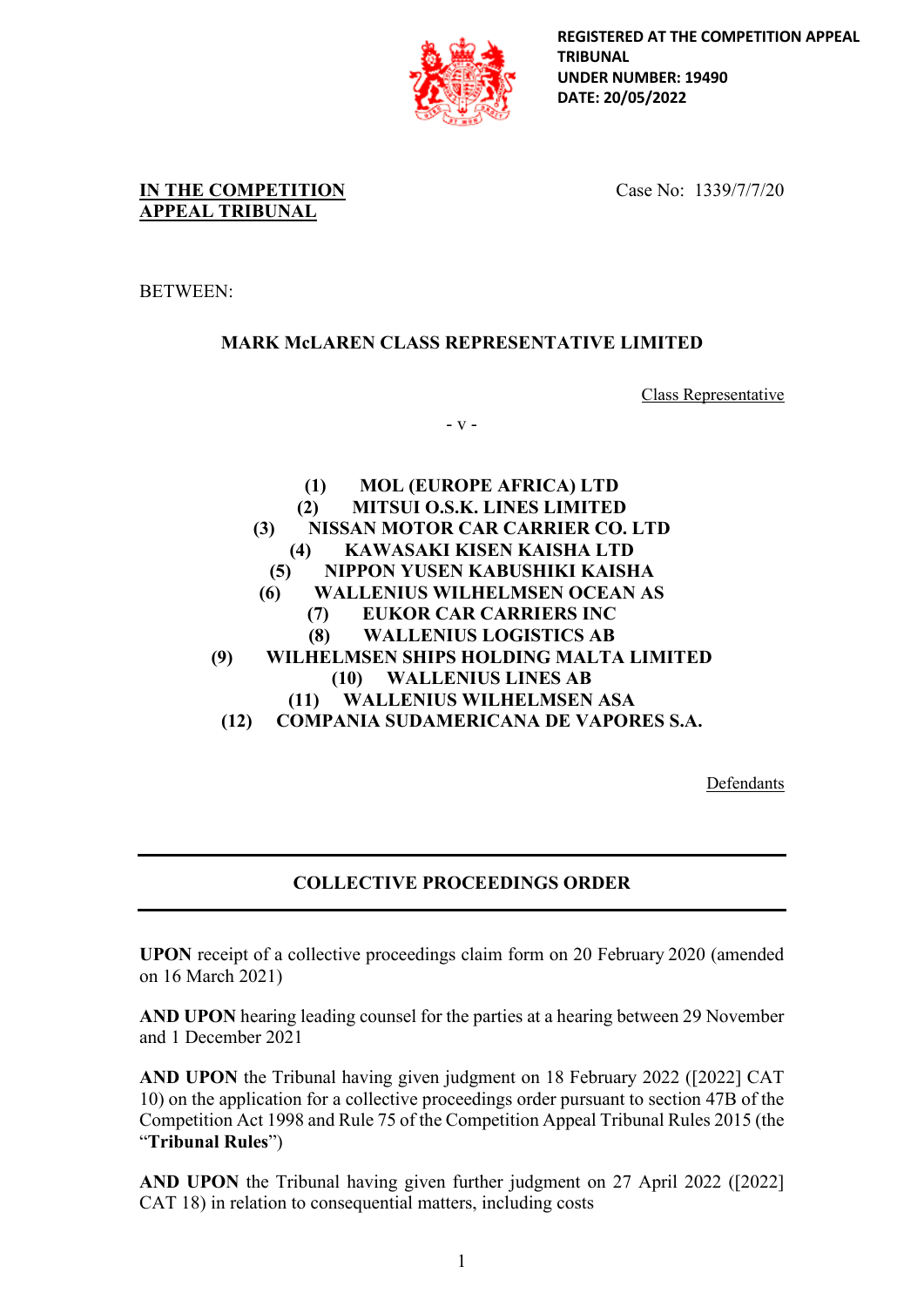REGISTERED AT THE COMPETITION APPEAL TRIBUNAL
UNDER NUMBER: 19490
DATE: 20/05/2022

**IN THE COMPETITION APPEAL TRIBUNAL**

Case No: 1339/7/7/20

BETWEEN:

**MARK McLAREN CLASS REPRESENTATIVE LIMITED**

Class Representative

\- v -

**(1) MOL (EUROPE AFRICA) LTD**
**(2) MITSUI O.S.K. LINES LIMITED**
**(3) NISSAN MOTOR CAR CARRIER CO. LTD**
**(4) KAWASAKI KISEN KAISHA LTD**
**(5) NIPPON YUSEN KABUSHIKI KAISHA**
**(6) WALLENIUS WILHELMSEN OCEAN AS**
**(7) EUKOR CAR CARRIERS INC**
**(8) WALLENIUS LOGISTICS AB**
**(9) WILHELMSEN SHIPS HOLDING MALTA LIMITED**
**(10) WALLENIUS LINES AB**
**(11) WALLENIUS WILHELMSEN ASA**
**(12) COMPANIA SUDAMERICANA DE VAPORES S.A.**

Defendants

---

## COLLECTIVE PROCEEDINGS ORDER

---

**UPON** receipt of a collective proceedings claim form on 20 February 2020 (amended on 16 March 2021)

**AND UPON** hearing leading counsel for the parties at a hearing between 29 November and 1 December 2021

**AND UPON** the Tribunal having given judgment on 18 February 2022 ([2022] CAT 10) on the application for a collective proceedings order pursuant to section 47B of the Competition Act 1998 and Rule 75 of the Competition Appeal Tribunal Rules 2015 (the "**Tribunal Rules**")

**AND UPON** the Tribunal having given further judgment on 27 April 2022 ([2022] CAT 18) in relation to consequential matters, including costs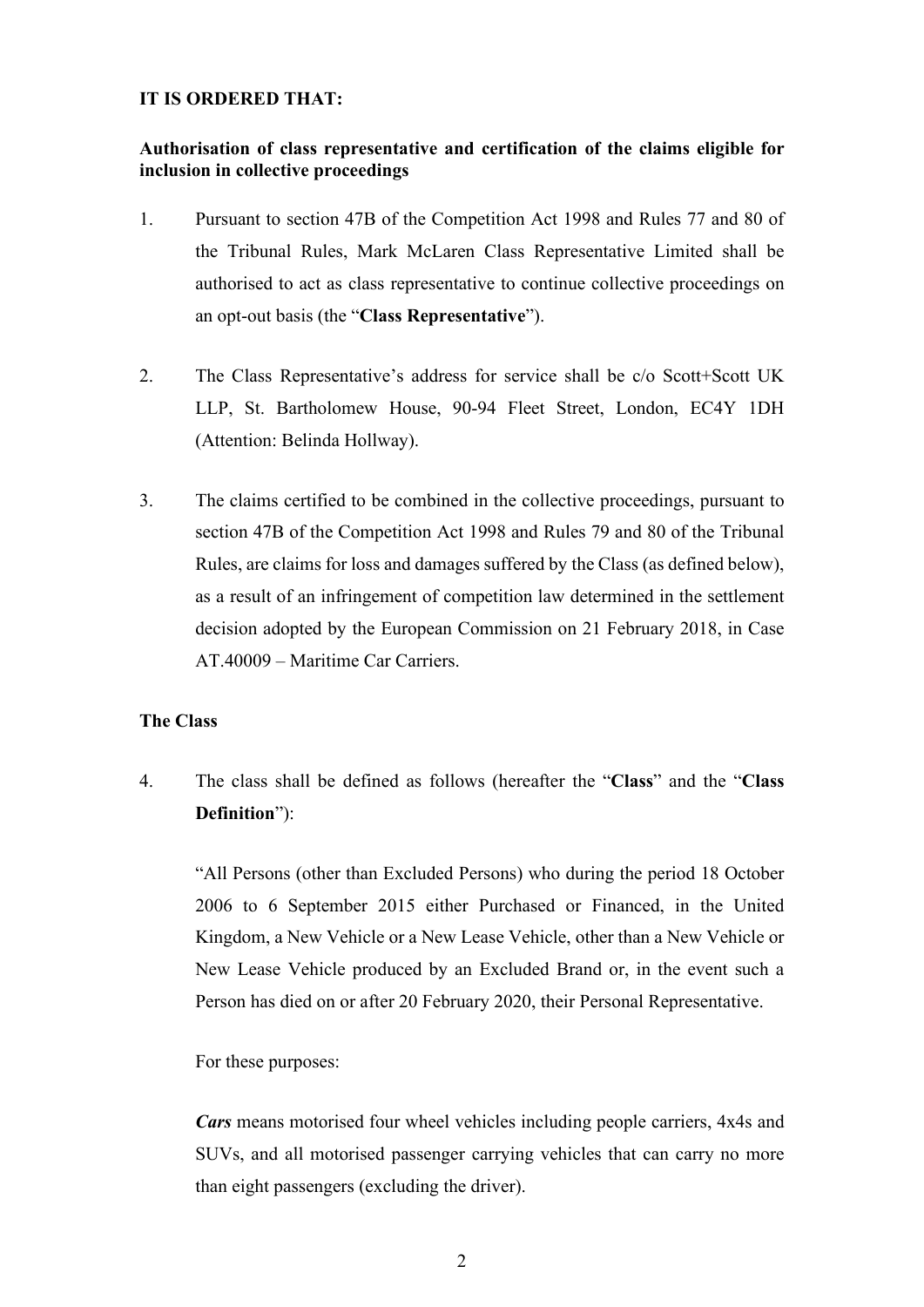**IT IS ORDERED THAT:**

**Authorisation of class representative and certification of the claims eligible for inclusion in collective proceedings**

1. Pursuant to section 47B of the Competition Act 1998 and Rules 77 and 80 of the Tribunal Rules, Mark McLaren Class Representative Limited shall be authorised to act as class representative to continue collective proceedings on an opt-out basis (the "**Class Representative**").

2. The Class Representative's address for service shall be c/o Scott+Scott UK LLP, St. Bartholomew House, 90-94 Fleet Street, London, EC4Y 1DH (Attention: Belinda Hollway).

3. The claims certified to be combined in the collective proceedings, pursuant to section 47B of the Competition Act 1998 and Rules 79 and 80 of the Tribunal Rules, are claims for loss and damages suffered by the Class (as defined below), as a result of an infringement of competition law determined in the settlement decision adopted by the European Commission on 21 February 2018, in Case AT.40009 – Maritime Car Carriers.

**The Class**

4. The class shall be defined as follows (hereafter the "**Class**" and the "**Class Definition**"):

   "All Persons (other than Excluded Persons) who during the period 18 October 2006 to 6 September 2015 either Purchased or Financed, in the United Kingdom, a New Vehicle or a New Lease Vehicle, other than a New Vehicle or New Lease Vehicle produced by an Excluded Brand or, in the event such a Person has died on or after 20 February 2020, their Personal Representative.

   For these purposes:

   ***Cars*** means motorised four wheel vehicles including people carriers, 4x4s and SUVs, and all motorised passenger carrying vehicles that can carry no more than eight passengers (excluding the driver).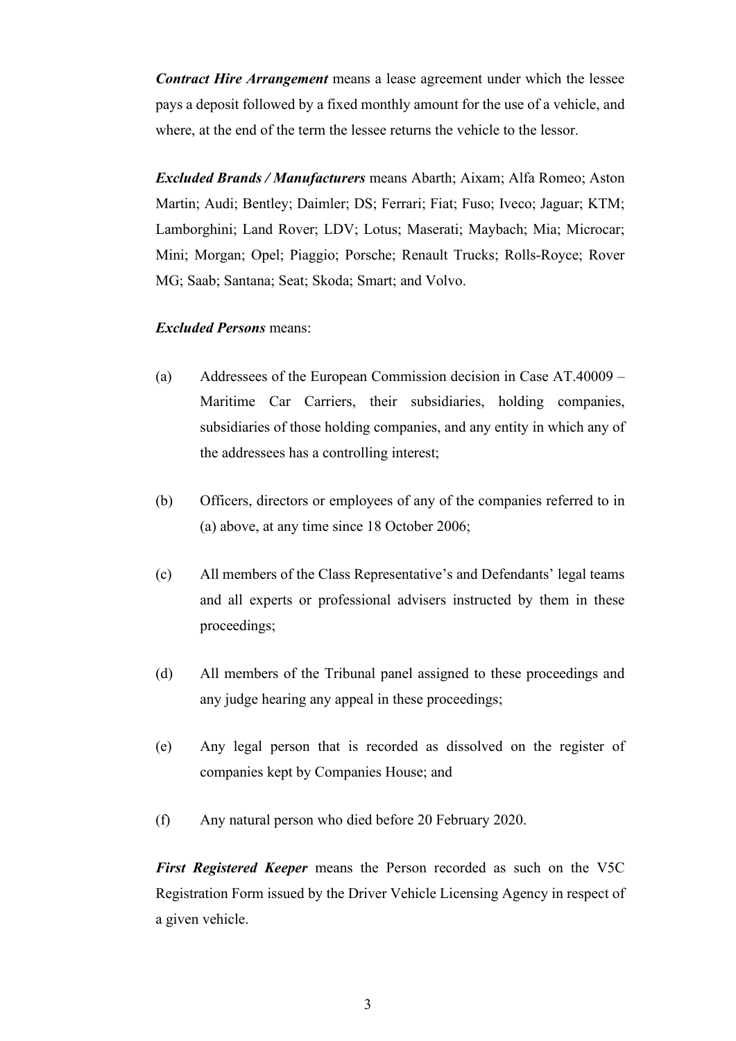***Contract Hire Arrangement*** means a lease agreement under which the lessee pays a deposit followed by a fixed monthly amount for the use of a vehicle, and where, at the end of the term the lessee returns the vehicle to the lessor.

***Excluded Brands / Manufacturers*** means Abarth; Aixam; Alfa Romeo; Aston Martin; Audi; Bentley; Daimler; DS; Ferrari; Fiat; Fuso; Iveco; Jaguar; KTM; Lamborghini; Land Rover; LDV; Lotus; Maserati; Maybach; Mia; Microcar; Mini; Morgan; Opel; Piaggio; Porsche; Renault Trucks; Rolls-Royce; Rover MG; Saab; Santana; Seat; Skoda; Smart; and Volvo.

***Excluded Persons*** means:

(a) Addressees of the European Commission decision in Case AT.40009 – Maritime Car Carriers, their subsidiaries, holding companies, subsidiaries of those holding companies, and any entity in which any of the addressees has a controlling interest;

(b) Officers, directors or employees of any of the companies referred to in (a) above, at any time since 18 October 2006;

(c) All members of the Class Representative's and Defendants' legal teams and all experts or professional advisers instructed by them in these proceedings;

(d) All members of the Tribunal panel assigned to these proceedings and any judge hearing any appeal in these proceedings;

(e) Any legal person that is recorded as dissolved on the register of companies kept by Companies House; and

(f) Any natural person who died before 20 February 2020.

***First Registered Keeper*** means the Person recorded as such on the V5C Registration Form issued by the Driver Vehicle Licensing Agency in respect of a given vehicle.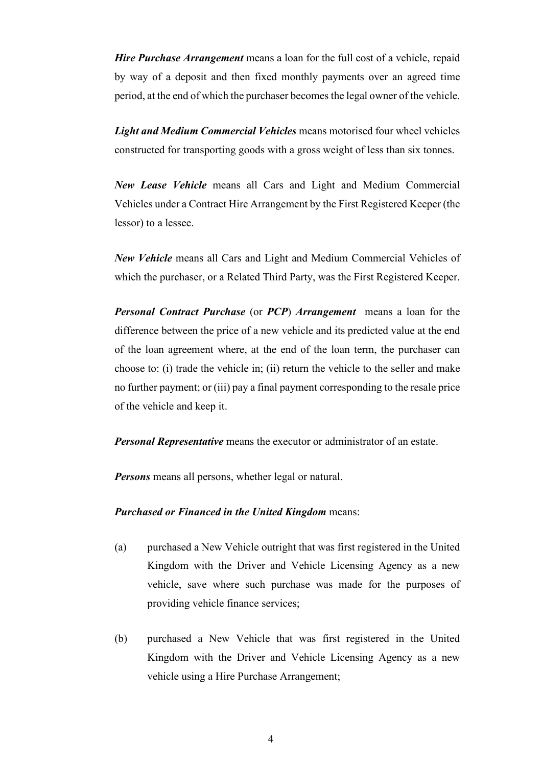***Hire Purchase Arrangement*** means a loan for the full cost of a vehicle, repaid by way of a deposit and then fixed monthly payments over an agreed time period, at the end of which the purchaser becomes the legal owner of the vehicle.

***Light and Medium Commercial Vehicles*** means motorised four wheel vehicles constructed for transporting goods with a gross weight of less than six tonnes.

***New Lease Vehicle*** means all Cars and Light and Medium Commercial Vehicles under a Contract Hire Arrangement by the First Registered Keeper (the lessor) to a lessee.

***New Vehicle*** means all Cars and Light and Medium Commercial Vehicles of which the purchaser, or a Related Third Party, was the First Registered Keeper.

***Personal Contract Purchase*** (or ***PCP***) ***Arrangement*** means a loan for the difference between the price of a new vehicle and its predicted value at the end of the loan agreement where, at the end of the loan term, the purchaser can choose to: (i) trade the vehicle in; (ii) return the vehicle to the seller and make no further payment; or (iii) pay a final payment corresponding to the resale price of the vehicle and keep it.

***Personal Representative*** means the executor or administrator of an estate.

***Persons*** means all persons, whether legal or natural.

***Purchased or Financed in the United Kingdom*** means:

(a) purchased a New Vehicle outright that was first registered in the United Kingdom with the Driver and Vehicle Licensing Agency as a new vehicle, save where such purchase was made for the purposes of providing vehicle finance services;

(b) purchased a New Vehicle that was first registered in the United Kingdom with the Driver and Vehicle Licensing Agency as a new vehicle using a Hire Purchase Arrangement;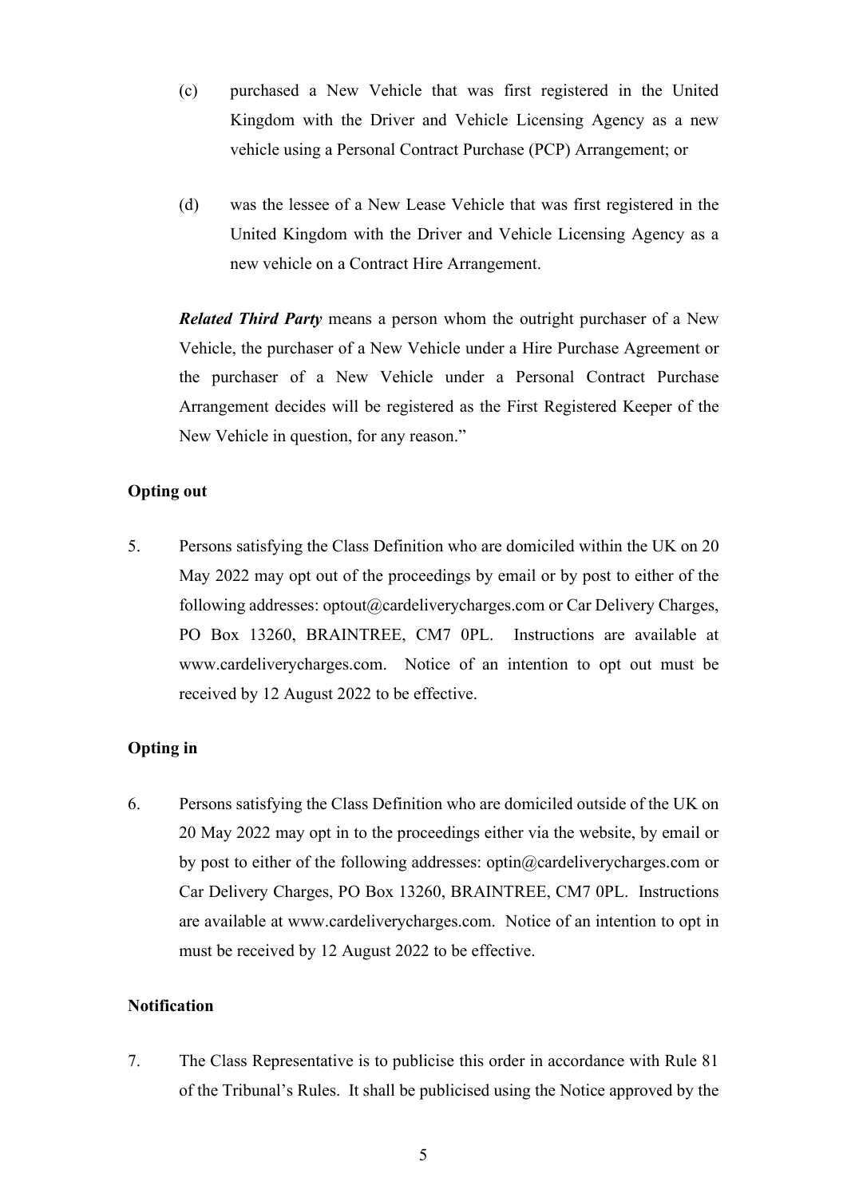(c) purchased a New Vehicle that was first registered in the United Kingdom with the Driver and Vehicle Licensing Agency as a new vehicle using a Personal Contract Purchase (PCP) Arrangement; or

(d) was the lessee of a New Lease Vehicle that was first registered in the United Kingdom with the Driver and Vehicle Licensing Agency as a new vehicle on a Contract Hire Arrangement.

***Related Third Party*** means a person whom the outright purchaser of a New Vehicle, the purchaser of a New Vehicle under a Hire Purchase Agreement or the purchaser of a New Vehicle under a Personal Contract Purchase Arrangement decides will be registered as the First Registered Keeper of the New Vehicle in question, for any reason."

**Opting out**

5. Persons satisfying the Class Definition who are domiciled within the UK on 20 May 2022 may opt out of the proceedings by email or by post to either of the following addresses: optout@cardeliverycharges.com or Car Delivery Charges, PO Box 13260, BRAINTREE, CM7 0PL. Instructions are available at www.cardeliverycharges.com. Notice of an intention to opt out must be received by 12 August 2022 to be effective.

**Opting in**

6. Persons satisfying the Class Definition who are domiciled outside of the UK on 20 May 2022 may opt in to the proceedings either via the website, by email or by post to either of the following addresses: optin@cardeliverycharges.com or Car Delivery Charges, PO Box 13260, BRAINTREE, CM7 0PL. Instructions are available at www.cardeliverycharges.com. Notice of an intention to opt in must be received by 12 August 2022 to be effective.

**Notification**

7. The Class Representative is to publicise this order in accordance with Rule 81 of the Tribunal's Rules. It shall be publicised using the Notice approved by the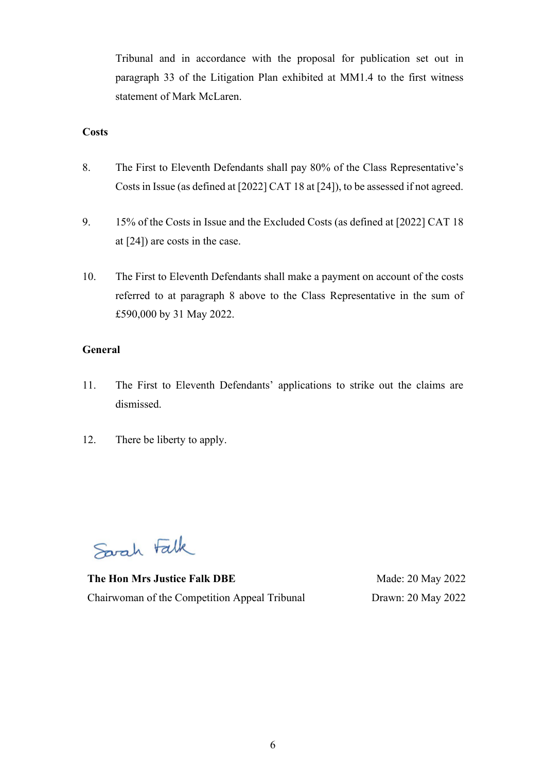Tribunal and in accordance with the proposal for publication set out in paragraph 33 of the Litigation Plan exhibited at MM1.4 to the first witness statement of Mark McLaren.

**Costs**

8. The First to Eleventh Defendants shall pay 80% of the Class Representative's Costs in Issue (as defined at [2022] CAT 18 at [24]), to be assessed if not agreed.

9. 15% of the Costs in Issue and the Excluded Costs (as defined at [2022] CAT 18 at [24]) are costs in the case.

10. The First to Eleventh Defendants shall make a payment on account of the costs referred to at paragraph 8 above to the Class Representative in the sum of £590,000 by 31 May 2022.

**General**

11. The First to Eleventh Defendants' applications to strike out the claims are dismissed.

12. There be liberty to apply.

Sarah Falk

**The Hon Mrs Justice Falk DBE**
Chairwoman of the Competition Appeal Tribunal

Made: 20 May 2022
Drawn: 20 May 2022